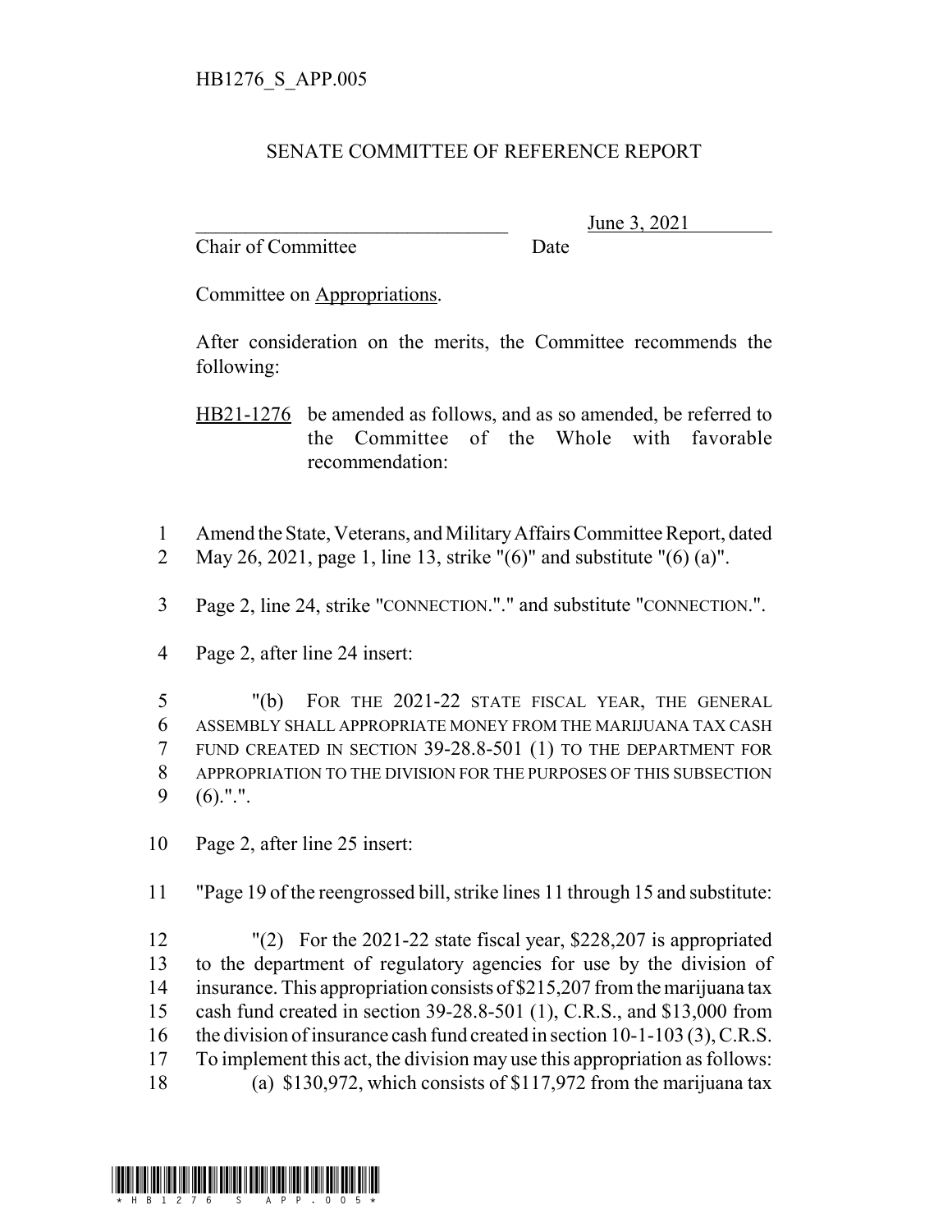HB1276_S_APP.005

# SENATE COMMITTEE OF REFERENCE REPORT

\_\_\_\_\_\_\_\_\_\_\_\_\_\_\_\_\_\_\_\_\_\_\_\_\_\_\_\_\_\_\_\_ June 3, 2021
Chair of Committee Date

Committee on Appropriations.

After consideration on the merits, the Committee recommends the following:

HB21-1276 be amended as follows, and as so amended, be referred to the Committee of the Whole with favorable recommendation:

1 Amend the State, Veterans, and Military Affairs Committee Report, dated
2 May 26, 2021, page 1, line 13, strike "(6)" and substitute "(6) (a)".

3 Page 2, line 24, strike "CONNECTION."." and substitute "CONNECTION.".

4 Page 2, after line 24 insert:

5 "(b) FOR THE 2021-22 STATE FISCAL YEAR, THE GENERAL
6 ASSEMBLY SHALL APPROPRIATE MONEY FROM THE MARIJUANA TAX CASH
7 FUND CREATED IN SECTION 39-28.8-501 (1) TO THE DEPARTMENT FOR
8 APPROPRIATION TO THE DIVISION FOR THE PURPOSES OF THIS SUBSECTION
9 (6).".".

10 Page 2, after line 25 insert:

11 "Page 19 of the reengrossed bill, strike lines 11 through 15 and substitute:

12 "(2) For the 2021-22 state fiscal year, $228,207 is appropriated
13 to the department of regulatory agencies for use by the division of
14 insurance. This appropriation consists of $215,207 from the marijuana tax
15 cash fund created in section 39-28.8-501 (1), C.R.S., and $13,000 from
16 the division of insurance cash fund created in section 10-1-103 (3), C.R.S.
17 To implement this act, the division may use this appropriation as follows:
18 (a) $130,972, which consists of $117,972 from the marijuana tax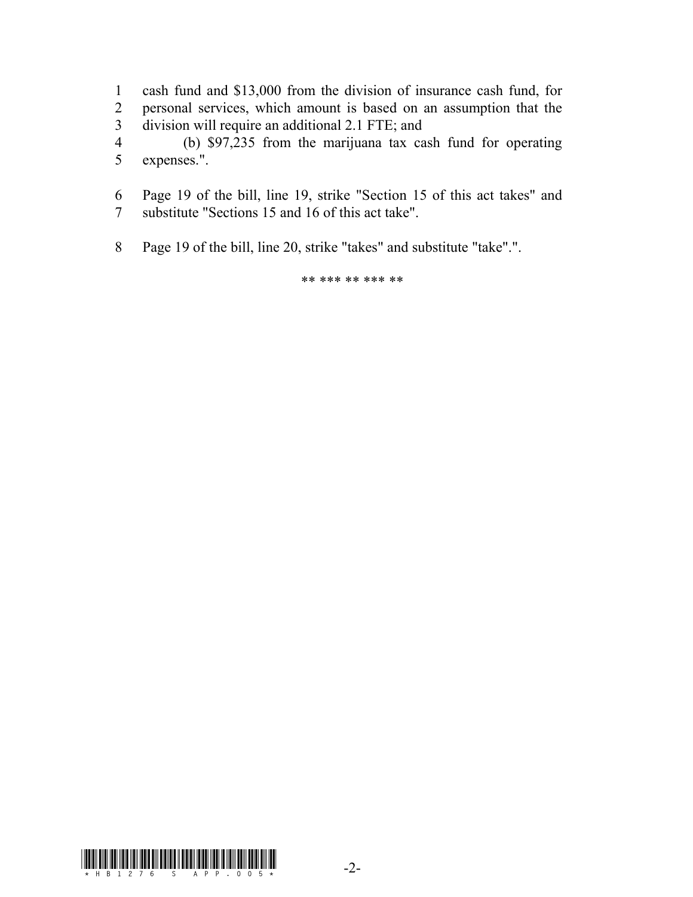cash fund and $13,000 from the division of insurance cash fund, for personal services, which amount is based on an assumption that the division will require an additional 2.1 FTE; and

(b) $97,235 from the marijuana tax cash fund for operating expenses.".

Page 19 of the bill, line 19, strike "Section 15 of this act takes" and substitute "Sections 15 and 16 of this act take".

Page 19 of the bill, line 20, strike "takes" and substitute "take".".

** *** ** *** **